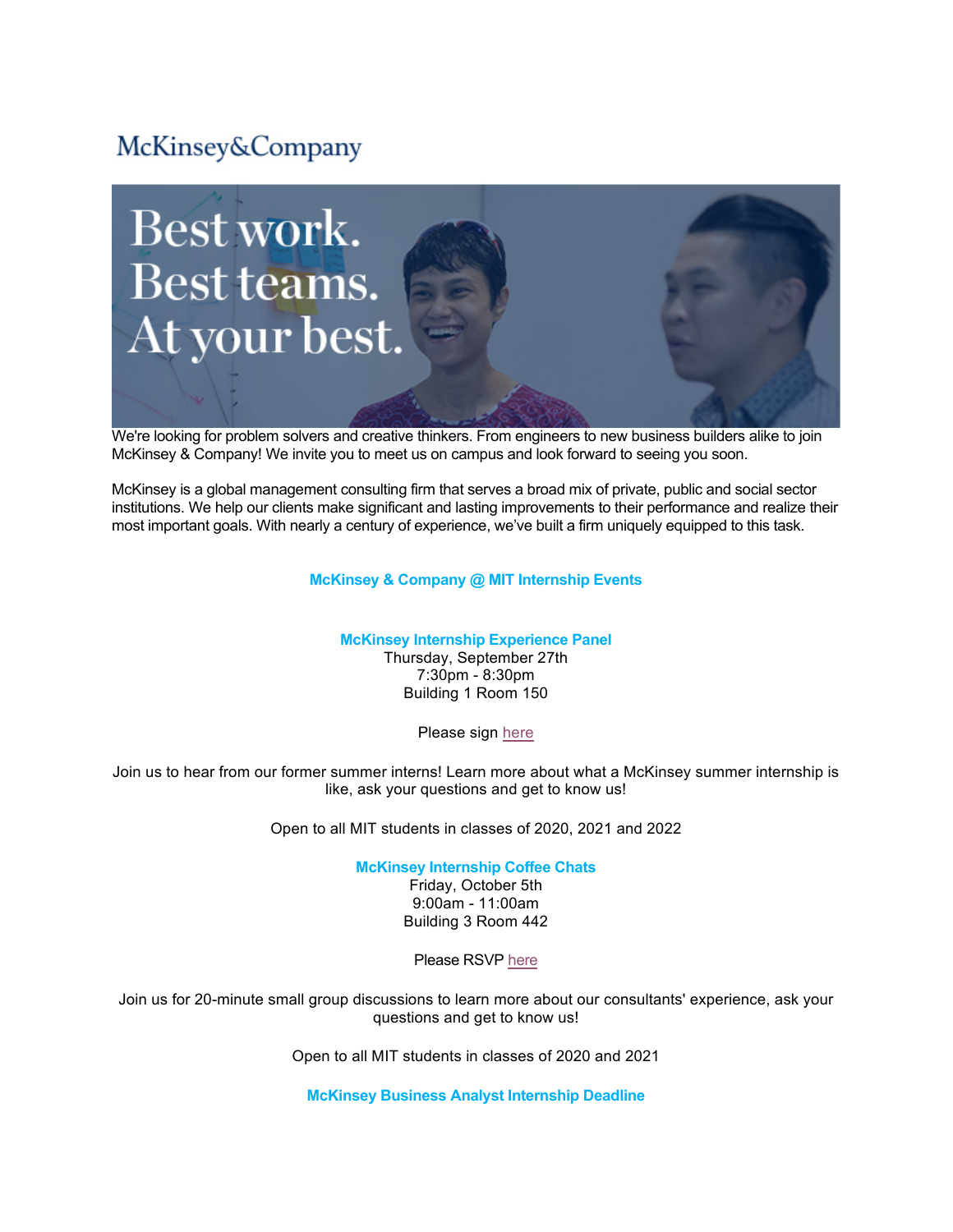McKinsey&Company

Best work.
Best teams.
At your best.

We're looking for problem solvers and creative thinkers. From engineers to new business builders alike to join McKinsey & Company! We invite you to meet us on campus and look forward to seeing you soon.

McKinsey is a global management consulting firm that serves a broad mix of private, public and social sector institutions. We help our clients make significant and lasting improvements to their performance and realize their most important goals. With nearly a century of experience, we've built a firm uniquely equipped to this task.

## McKinsey & Company @ MIT Internship Events

### McKinsey Internship Experience Panel

Thursday, September 27th
7:30pm - 8:30pm
Building 1 Room 150

Please sign here

Join us to hear from our former summer interns! Learn more about what a McKinsey summer internship is like, ask your questions and get to know us!

Open to all MIT students in classes of 2020, 2021 and 2022

### McKinsey Internship Coffee Chats

Friday, October 5th
9:00am - 11:00am
Building 3 Room 442

Please RSVP here

Join us for 20-minute small group discussions to learn more about our consultants' experience, ask your questions and get to know us!

Open to all MIT students in classes of 2020 and 2021

### McKinsey Business Analyst Internship Deadline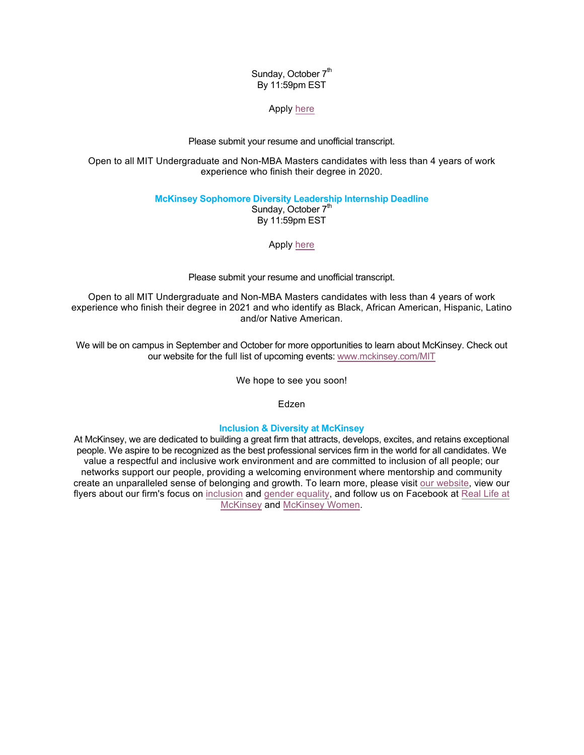Sunday, October 7th
By 11:59pm EST

Apply here

Please submit your resume and unofficial transcript.

Open to all MIT Undergraduate and Non-MBA Masters candidates with less than 4 years of work experience who finish their degree in 2020.

**McKinsey Sophomore Diversity Leadership Internship Deadline**
Sunday, October 7th
By 11:59pm EST

Apply here

Please submit your resume and unofficial transcript.

Open to all MIT Undergraduate and Non-MBA Masters candidates with less than 4 years of work experience who finish their degree in 2021 and who identify as Black, African American, Hispanic, Latino and/or Native American.

We will be on campus in September and October for more opportunities to learn about McKinsey. Check out our website for the full list of upcoming events: www.mckinsey.com/MIT

We hope to see you soon!

Edzen

**Inclusion & Diversity at McKinsey**

At McKinsey, we are dedicated to building a great firm that attracts, develops, excites, and retains exceptional people. We aspire to be recognized as the best professional services firm in the world for all candidates. We value a respectful and inclusive work environment and are committed to inclusion of all people; our networks support our people, providing a welcoming environment where mentorship and community create an unparalleled sense of belonging and growth. To learn more, please visit our website, view our flyers about our firm's focus on inclusion and gender equality, and follow us on Facebook at Real Life at McKinsey and McKinsey Women.